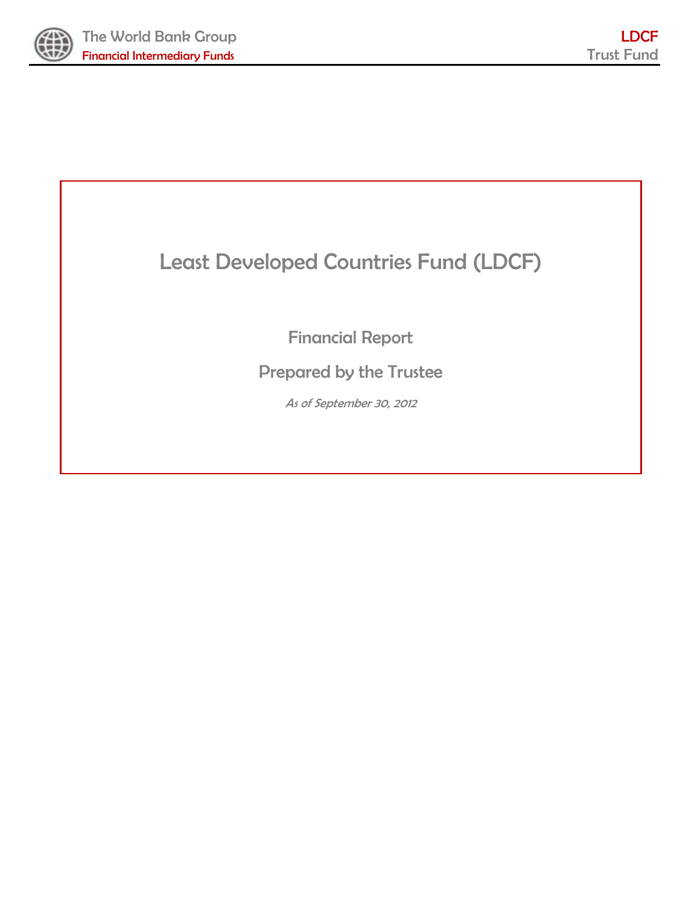# Least Developed Countries Fund (LDCF)

## Financial Report

## Prepared by the Trustee

*As of September 30, 2012*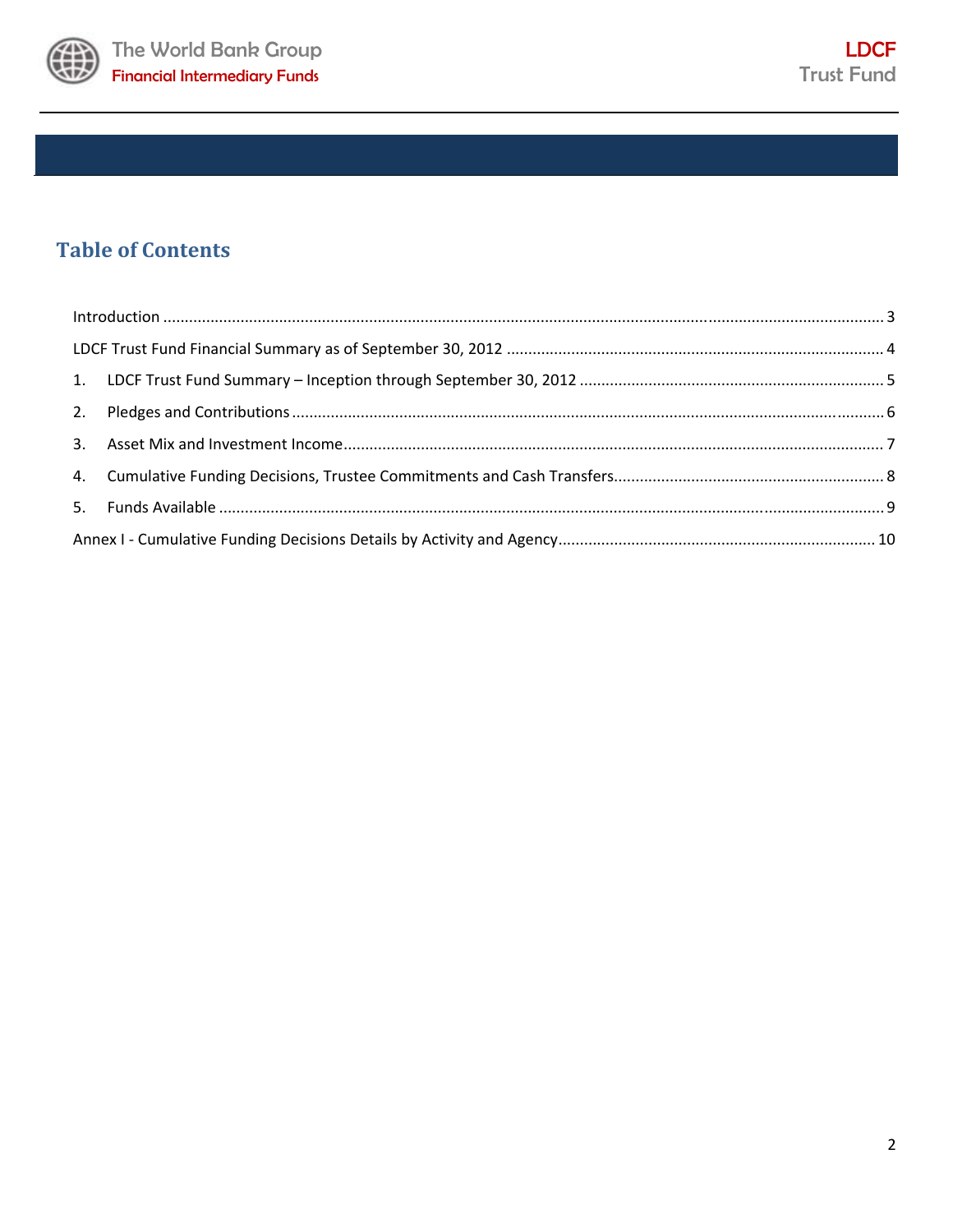## Table of Contents

Introduction ........................................................................................................................................... 3

LDCF Trust Fund Financial Summary as of September 30, 2012 ........................................................... 4

1. LDCF Trust Fund Summary – Inception through September 30, 2012 ............................................ 5
2. Pledges and Contributions ............................................................................................................. 6
3. Asset Mix and Investment Income .................................................................................................. 7
4. Cumulative Funding Decisions, Trustee Commitments and Cash Transfers ................................... 8
5. Funds Available ............................................................................................................................. 9

Annex I - Cumulative Funding Decisions Details by Activity and Agency ............................................ 10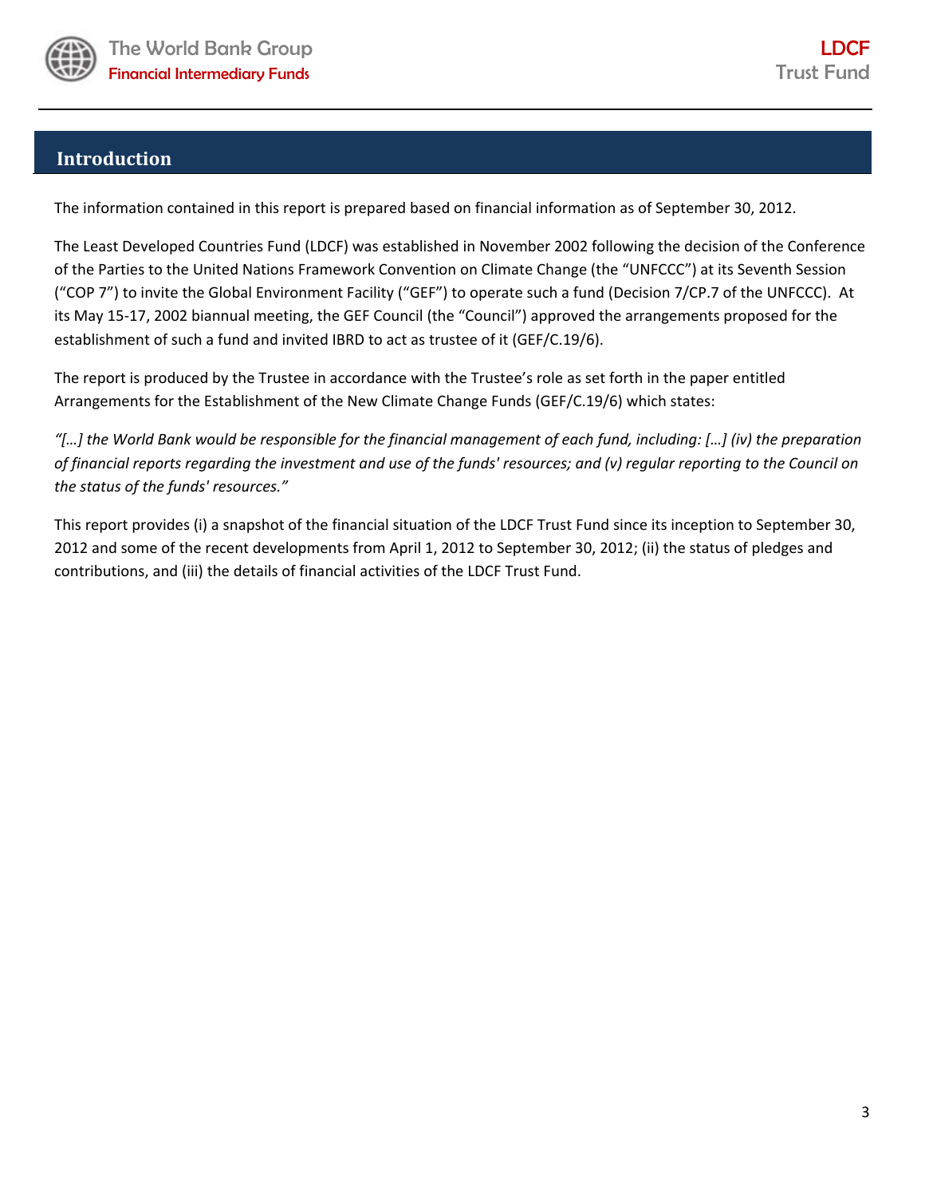## Introduction

The information contained in this report is prepared based on financial information as of September 30, 2012.

The Least Developed Countries Fund (LDCF) was established in November 2002 following the decision of the Conference of the Parties to the United Nations Framework Convention on Climate Change (the "UNFCCC") at its Seventh Session ("COP 7") to invite the Global Environment Facility ("GEF") to operate such a fund (Decision 7/CP.7 of the UNFCCC). At its May 15-17, 2002 biannual meeting, the GEF Council (the "Council") approved the arrangements proposed for the establishment of such a fund and invited IBRD to act as trustee of it (GEF/C.19/6).

The report is produced by the Trustee in accordance with the Trustee's role as set forth in the paper entitled Arrangements for the Establishment of the New Climate Change Funds (GEF/C.19/6) which states:

*"[…] the World Bank would be responsible for the financial management of each fund, including: […] (iv) the preparation of financial reports regarding the investment and use of the funds' resources; and (v) regular reporting to the Council on the status of the funds' resources."*

This report provides (i) a snapshot of the financial situation of the LDCF Trust Fund since its inception to September 30, 2012 and some of the recent developments from April 1, 2012 to September 30, 2012; (ii) the status of pledges and contributions, and (iii) the details of financial activities of the LDCF Trust Fund.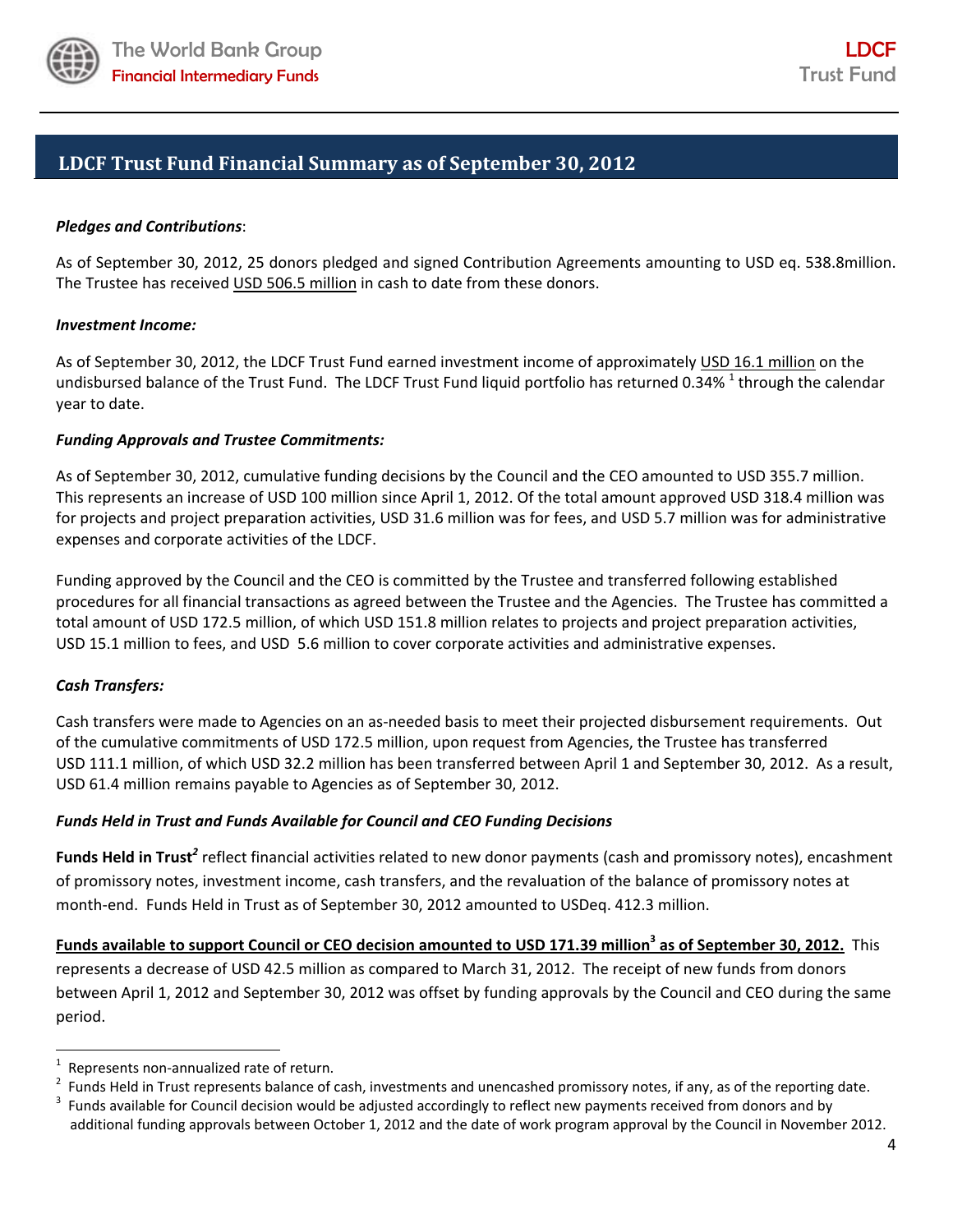## LDCF Trust Fund Financial Summary as of September 30, 2012

***Pledges and Contributions***:

As of September 30, 2012, 25 donors pledged and signed Contribution Agreements amounting to USD eq. 538.8million. The Trustee has received USD 506.5 million in cash to date from these donors.

***Investment Income:***

As of September 30, 2012, the LDCF Trust Fund earned investment income of approximately USD 16.1 million on the undisbursed balance of the Trust Fund. The LDCF Trust Fund liquid portfolio has returned 0.34% [1] through the calendar year to date.

***Funding Approvals and Trustee Commitments:***

As of September 30, 2012, cumulative funding decisions by the Council and the CEO amounted to USD 355.7 million. This represents an increase of USD 100 million since April 1, 2012. Of the total amount approved USD 318.4 million was for projects and project preparation activities, USD 31.6 million was for fees, and USD 5.7 million was for administrative expenses and corporate activities of the LDCF.

Funding approved by the Council and the CEO is committed by the Trustee and transferred following established procedures for all financial transactions as agreed between the Trustee and the Agencies. The Trustee has committed a total amount of USD 172.5 million, of which USD 151.8 million relates to projects and project preparation activities, USD 15.1 million to fees, and USD 5.6 million to cover corporate activities and administrative expenses.

***Cash Transfers:***

Cash transfers were made to Agencies on an as-needed basis to meet their projected disbursement requirements. Out of the cumulative commitments of USD 172.5 million, upon request from Agencies, the Trustee has transferred USD 111.1 million, of which USD 32.2 million has been transferred between April 1 and September 30, 2012. As a result, USD 61.4 million remains payable to Agencies as of September 30, 2012.

***Funds Held in Trust and Funds Available for Council and CEO Funding Decisions***

**Funds Held in Trust**[2] reflect financial activities related to new donor payments (cash and promissory notes), encashment of promissory notes, investment income, cash transfers, and the revaluation of the balance of promissory notes at month-end. Funds Held in Trust as of September 30, 2012 amounted to USDeq. 412.3 million.

**Funds available to support Council or CEO decision amounted to USD 171.39 million[3] as of September 30, 2012.** This represents a decrease of USD 42.5 million as compared to March 31, 2012. The receipt of new funds from donors between April 1, 2012 and September 30, 2012 was offset by funding approvals by the Council and CEO during the same period.

---

[1] Represents non-annualized rate of return.

[2] Funds Held in Trust represents balance of cash, investments and unencashed promissory notes, if any, as of the reporting date.

[3] Funds available for Council decision would be adjusted accordingly to reflect new payments received from donors and by additional funding approvals between October 1, 2012 and the date of work program approval by the Council in November 2012.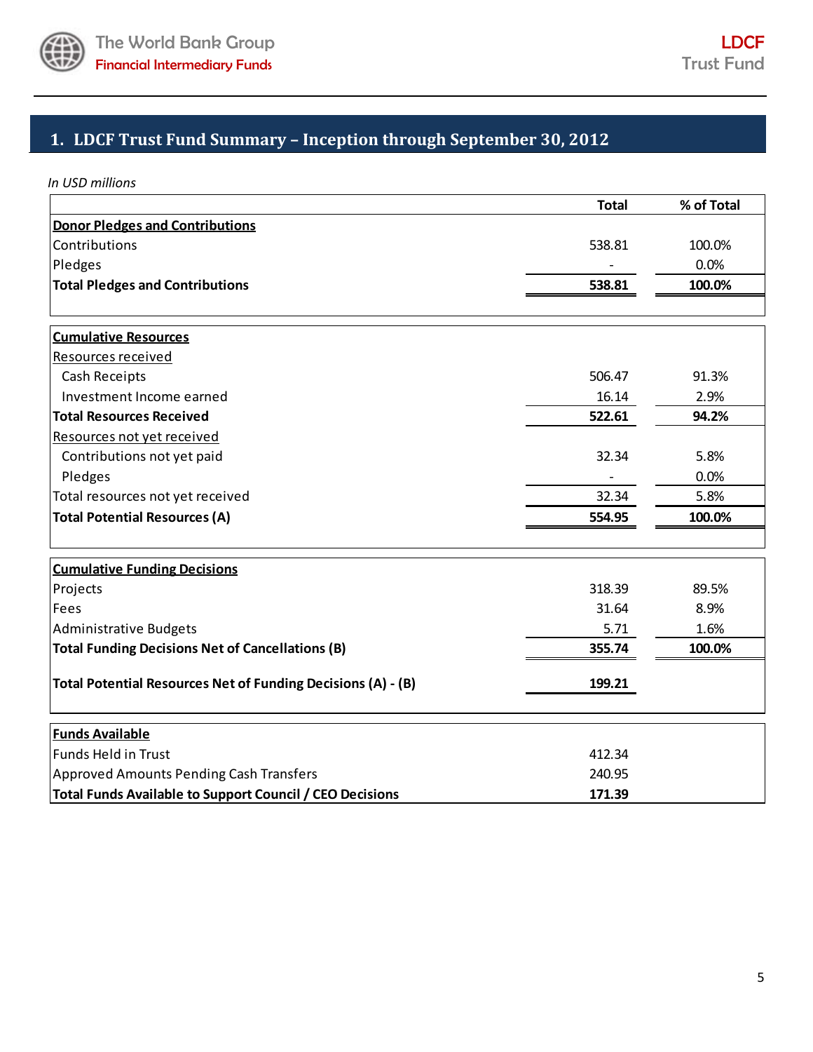## 1. LDCF Trust Fund Summary – Inception through September 30, 2012

*In USD millions*

| | Total | % of Total |
|---|---|---|
| **Donor Pledges and Contributions** | | |
| Contributions | 538.81 | 100.0% |
| Pledges | - | 0.0% |
| **Total Pledges and Contributions** | **538.81** | **100.0%** |

| | Total | % of Total |
|---|---|---|
| **Cumulative Resources** | | |
| Resources received | | |
| Cash Receipts | 506.47 | 91.3% |
| Investment Income earned | 16.14 | 2.9% |
| **Total Resources Received** | **522.61** | **94.2%** |
| Resources not yet received | | |
| Contributions not yet paid | 32.34 | 5.8% |
| Pledges | - | 0.0% |
| Total resources not yet received | 32.34 | 5.8% |
| **Total Potential Resources (A)** | **554.95** | **100.0%** |

| | Total | % of Total |
|---|---|---|
| **Cumulative Funding Decisions** | | |
| Projects | 318.39 | 89.5% |
| Fees | 31.64 | 8.9% |
| Administrative Budgets | 5.71 | 1.6% |
| **Total Funding Decisions Net of Cancellations (B)** | **355.74** | **100.0%** |
| **Total Potential Resources Net of Funding Decisions (A) - (B)** | **199.21** | |

| | Total |
|---|---|
| **Funds Available** | |
| Funds Held in Trust | 412.34 |
| Approved Amounts Pending Cash Transfers | 240.95 |
| **Total Funds Available to Support Council / CEO Decisions** | **171.39** |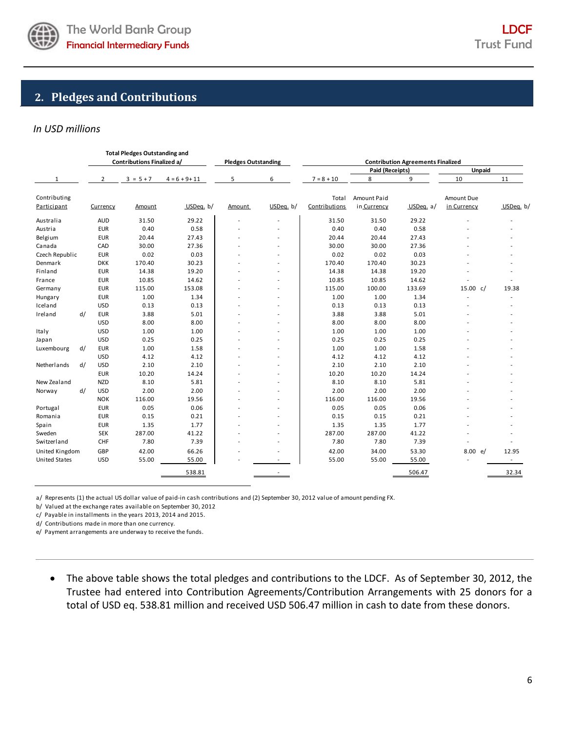## 2. Pledges and Contributions

*In USD millions*

| | | Total Pledges Outstanding and Contributions Finalized a/ | | Pledges Outstanding | | Contribution Agreements Finalized | | | | |
|---|---|---|---|---|---|---|---|---|---|---|
| | | | | | | | Paid (Receipts) | | Unpaid | |
| 1 | 2 | 3 = 5 + 7 | 4 = 6 + 9 + 11 | 5 | 6 | 7 = 8 + 10 | 8 | 9 | 10 | 11 |
| Contributing Participant | Currency | Amount | USDeq. b/ | Amount | USDeq. b/ | Total Contributions | Amount Paid in Currency | USDeq. a/ | Amount Due in Currency | USDeq. b/ |
| Australia | AUD | 31.50 | 29.22 | - | - | 31.50 | 31.50 | 29.22 | - | - |
| Austria | EUR | 0.40 | 0.58 | - | - | 0.40 | 0.40 | 0.58 | - | - |
| Belgium | EUR | 20.44 | 27.43 | - | - | 20.44 | 20.44 | 27.43 | - | - |
| Canada | CAD | 30.00 | 27.36 | - | - | 30.00 | 30.00 | 27.36 | - | - |
| Czech Republic | EUR | 0.02 | 0.03 | - | - | 0.02 | 0.02 | 0.03 | - | - |
| Denmark | DKK | 170.40 | 30.23 | - | - | 170.40 | 170.40 | 30.23 | - | - |
| Finland | EUR | 14.38 | 19.20 | - | - | 14.38 | 14.38 | 19.20 | - | - |
| France | EUR | 10.85 | 14.62 | - | - | 10.85 | 10.85 | 14.62 | - | - |
| Germany | EUR | 115.00 | 153.08 | - | - | 115.00 | 100.00 | 133.69 | 15.00 c/ | 19.38 |
| Hungary | EUR | 1.00 | 1.34 | - | - | 1.00 | 1.00 | 1.34 | - | - |
| Iceland | USD | 0.13 | 0.13 | - | - | 0.13 | 0.13 | 0.13 | - | - |
| Ireland d/ | EUR | 3.88 | 5.01 | - | - | 3.88 | 3.88 | 5.01 | - | - |
| | USD | 8.00 | 8.00 | - | - | 8.00 | 8.00 | 8.00 | - | - |
| Italy | USD | 1.00 | 1.00 | - | - | 1.00 | 1.00 | 1.00 | - | - |
| Japan | USD | 0.25 | 0.25 | - | - | 0.25 | 0.25 | 0.25 | - | - |
| Luxembourg d/ | EUR | 1.00 | 1.58 | - | - | 1.00 | 1.00 | 1.58 | - | - |
| | USD | 4.12 | 4.12 | - | - | 4.12 | 4.12 | 4.12 | - | - |
| Netherlands d/ | USD | 2.10 | 2.10 | - | - | 2.10 | 2.10 | 2.10 | - | - |
| | EUR | 10.20 | 14.24 | - | - | 10.20 | 10.20 | 14.24 | - | - |
| New Zealand | NZD | 8.10 | 5.81 | - | - | 8.10 | 8.10 | 5.81 | - | - |
| Norway d/ | USD | 2.00 | 2.00 | - | - | 2.00 | 2.00 | 2.00 | - | - |
| | NOK | 116.00 | 19.56 | - | - | 116.00 | 116.00 | 19.56 | - | - |
| Portugal | EUR | 0.05 | 0.06 | - | - | 0.05 | 0.05 | 0.06 | - | - |
| Romania | EUR | 0.15 | 0.21 | - | - | 0.15 | 0.15 | 0.21 | - | - |
| Spain | EUR | 1.35 | 1.77 | - | - | 1.35 | 1.35 | 1.77 | - | - |
| Sweden | SEK | 287.00 | 41.22 | - | - | 287.00 | 287.00 | 41.22 | - | - |
| Switzerland | CHF | 7.80 | 7.39 | - | - | 7.80 | 7.80 | 7.39 | - | - |
| United Kingdom | GBP | 42.00 | 66.26 | - | - | 42.00 | 34.00 | 53.30 | 8.00 e/ | 12.95 |
| United States | USD | 55.00 | 55.00 | - | - | 55.00 | 55.00 | 55.00 | - | - |
| | | | 538.81 | | - | | | 506.47 | | 32.34 |

a/ Represents (1) the actual US dollar value of paid-in cash contributions and (2) September 30, 2012 value of amount pending FX.
b/ Valued at the exchange rates available on September 30, 2012
c/ Payable in installments in the years 2013, 2014 and 2015.
d/ Contributions made in more than one currency.
e/ Payment arrangements are underway to receive the funds.

- The above table shows the total pledges and contributions to the LDCF. As of September 30, 2012, the Trustee had entered into Contribution Agreements/Contribution Arrangements with 25 donors for a total of USD eq. 538.81 million and received USD 506.47 million in cash to date from these donors.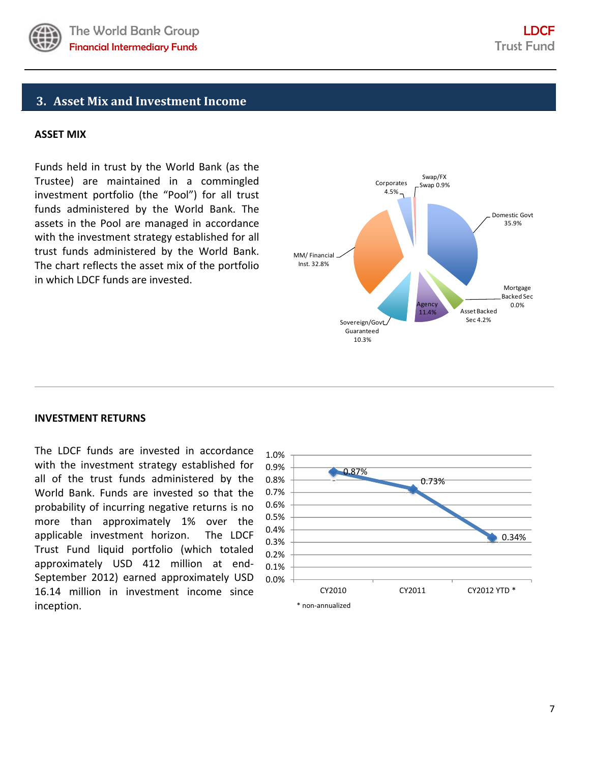## 3. Asset Mix and Investment Income

### ASSET MIX

Funds held in trust by the World Bank (as the Trustee) are maintained in a commingled investment portfolio (the "Pool") for all trust funds administered by the World Bank. The assets in the Pool are managed in accordance with the investment strategy established for all trust funds administered by the World Bank. The chart reflects the asset mix of the portfolio in which LDCF funds are invested.

| Asset | Share |
|---|---|
| Domestic Govt | 35.9% |
| MM/ Financial Inst. | 32.8% |
| Agency | 11.4% |
| Sovereign/Govt Guaranteed | 10.3% |
| Corporates | 4.5% |
| Asset Backed Sec | 4.2% |
| Swap/FX Swap | 0.9% |
| Mortgage Backed Sec | 0.0% |

### INVESTMENT RETURNS

The LDCF funds are invested in accordance with the investment strategy established for all of the trust funds administered by the World Bank. Funds are invested so that the probability of incurring negative returns is no more than approximately 1% over the applicable investment horizon. The LDCF Trust Fund liquid portfolio (which totaled approximately USD 412 million at end-September 2012) earned approximately USD 16.14 million in investment income since inception.

| Year | Return |
|---|---|
| CY2010 | 0.87% |
| CY2011 | 0.73% |
| CY2012 YTD * | 0.34% |

* non-annualized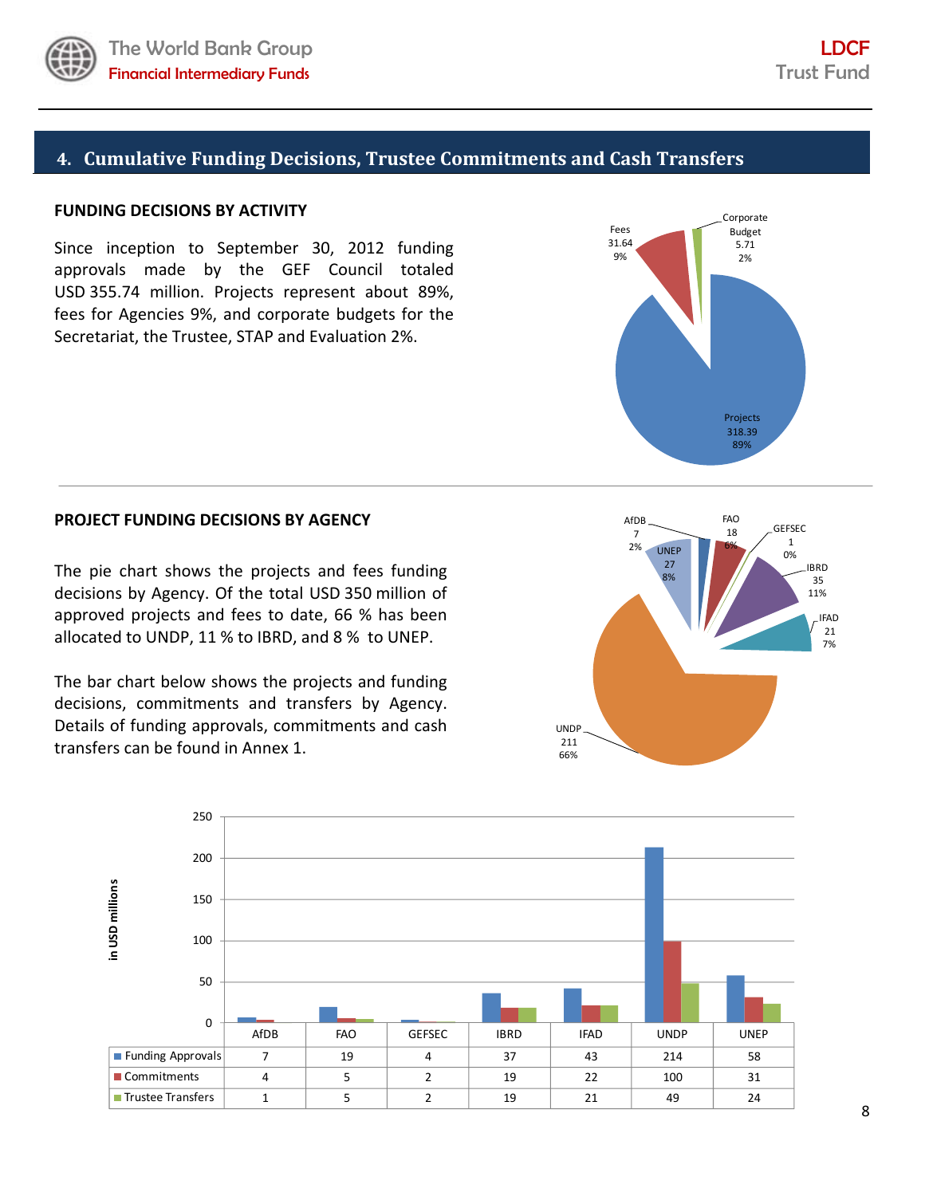## 4. Cumulative Funding Decisions, Trustee Commitments and Cash Transfers

### FUNDING DECISIONS BY ACTIVITY

Since inception to September 30, 2012 funding approvals made by the GEF Council totaled USD 355.74 million. Projects represent about 89%, fees for Agencies 9%, and corporate budgets for the Secretariat, the Trustee, STAP and Evaluation 2%.

### PROJECT FUNDING DECISIONS BY AGENCY

The pie chart shows the projects and fees funding decisions by Agency. Of the total USD 350 million of approved projects and fees to date, 66 % has been allocated to UNDP, 11 % to IBRD, and 8 % to UNEP.

The bar chart below shows the projects and funding decisions, commitments and transfers by Agency. Details of funding approvals, commitments and cash transfers can be found in Annex 1.

| in USD millions | AfDB | FAO | GEFSEC | IBRD | IFAD | UNDP | UNEP |
|---|---|---|---|---|---|---|---|
| Funding Approvals | 7 | 19 | 4 | 37 | 43 | 214 | 58 |
| Commitments | 4 | 5 | 2 | 19 | 22 | 100 | 31 |
| Trustee Transfers | 1 | 5 | 2 | 19 | 21 | 49 | 24 |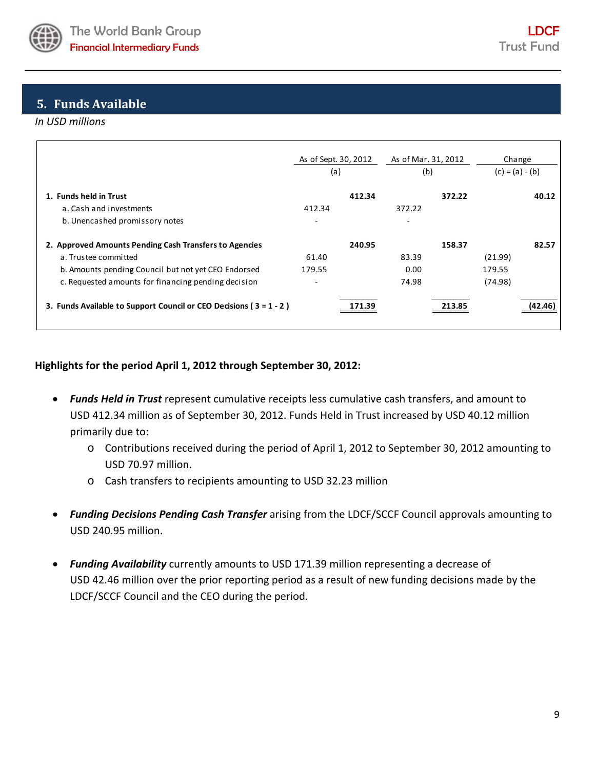## 5. Funds Available

*In USD millions*

| | As of Sept. 30, 2012 (a) | | As of Mar. 31, 2012 (b) | | Change (c) = (a) - (b) |
|---|---|---|---|---|---|
| **1. Funds held in Trust** | | **412.34** | | **372.22** | **40.12** |
| a. Cash and investments | 412.34 | | 372.22 | | |
| b. Unencashed promissory notes | - | | - | | |
| **2. Approved Amounts Pending Cash Transfers to Agencies** | | **240.95** | | **158.37** | **82.57** |
| a. Trustee committed | 61.40 | | 83.39 | | (21.99) |
| b. Amounts pending Council but not yet CEO Endorsed | 179.55 | | 0.00 | | 179.55 |
| c. Requested amounts for financing pending decision | - | | 74.98 | | (74.98) |
| **3. Funds Available to Support Council or CEO Decisions ( 3 = 1 - 2 )** | | **171.39** | | **213.85** | **(42.46)** |

**Highlights for the period April 1, 2012 through September 30, 2012:**

- ***Funds Held in Trust*** represent cumulative receipts less cumulative cash transfers, and amount to USD 412.34 million as of September 30, 2012. Funds Held in Trust increased by USD 40.12 million primarily due to:
  - Contributions received during the period of April 1, 2012 to September 30, 2012 amounting to USD 70.97 million.
  - Cash transfers to recipients amounting to USD 32.23 million

- ***Funding Decisions Pending Cash Transfer*** arising from the LDCF/SCCF Council approvals amounting to USD 240.95 million.

- ***Funding Availability*** currently amounts to USD 171.39 million representing a decrease of USD 42.46 million over the prior reporting period as a result of new funding decisions made by the LDCF/SCCF Council and the CEO during the period.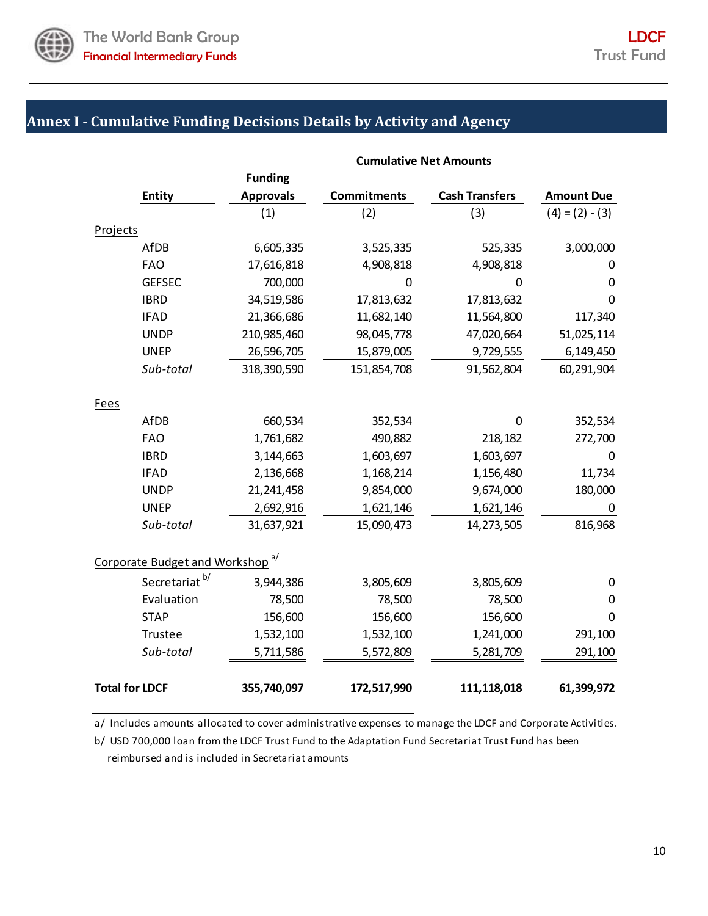## Annex I - Cumulative Funding Decisions Details by Activity and Agency

| | Cumulative Net Amounts | | | |
|---|---|---|---|---|
| Entity | Funding Approvals | Commitments | Cash Transfers | Amount Due |
| | (1) | (2) | (3) | (4) = (2) - (3) |
| Projects | | | | |
| AfDB | 6,605,335 | 3,525,335 | 525,335 | 3,000,000 |
| FAO | 17,616,818 | 4,908,818 | 4,908,818 | 0 |
| GEFSEC | 700,000 | 0 | 0 | 0 |
| IBRD | 34,519,586 | 17,813,632 | 17,813,632 | 0 |
| IFAD | 21,366,686 | 11,682,140 | 11,564,800 | 117,340 |
| UNDP | 210,985,460 | 98,045,778 | 47,020,664 | 51,025,114 |
| UNEP | 26,596,705 | 15,879,005 | 9,729,555 | 6,149,450 |
| *Sub-total* | 318,390,590 | 151,854,708 | 91,562,804 | 60,291,904 |
| Fees | | | | |
| AfDB | 660,534 | 352,534 | 0 | 352,534 |
| FAO | 1,761,682 | 490,882 | 218,182 | 272,700 |
| IBRD | 3,144,663 | 1,603,697 | 1,603,697 | 0 |
| IFAD | 2,136,668 | 1,168,214 | 1,156,480 | 11,734 |
| UNDP | 21,241,458 | 9,854,000 | 9,674,000 | 180,000 |
| UNEP | 2,692,916 | 1,621,146 | 1,621,146 | 0 |
| *Sub-total* | 31,637,921 | 15,090,473 | 14,273,505 | 816,968 |
| Corporate Budget and Workshop [a/] | | | | |
| Secretariat [b/] | 3,944,386 | 3,805,609 | 3,805,609 | 0 |
| Evaluation | 78,500 | 78,500 | 78,500 | 0 |
| STAP | 156,600 | 156,600 | 156,600 | 0 |
| Trustee | 1,532,100 | 1,532,100 | 1,241,000 | 291,100 |
| *Sub-total* | 5,711,586 | 5,572,809 | 5,281,709 | 291,100 |
| **Total for LDCF** | **355,740,097** | **172,517,990** | **111,118,018** | **61,399,972** |

a/ Includes amounts allocated to cover administrative expenses to manage the LDCF and Corporate Activities.

b/ USD 700,000 loan from the LDCF Trust Fund to the Adaptation Fund Secretariat Trust Fund has been reimbursed and is included in Secretariat amounts